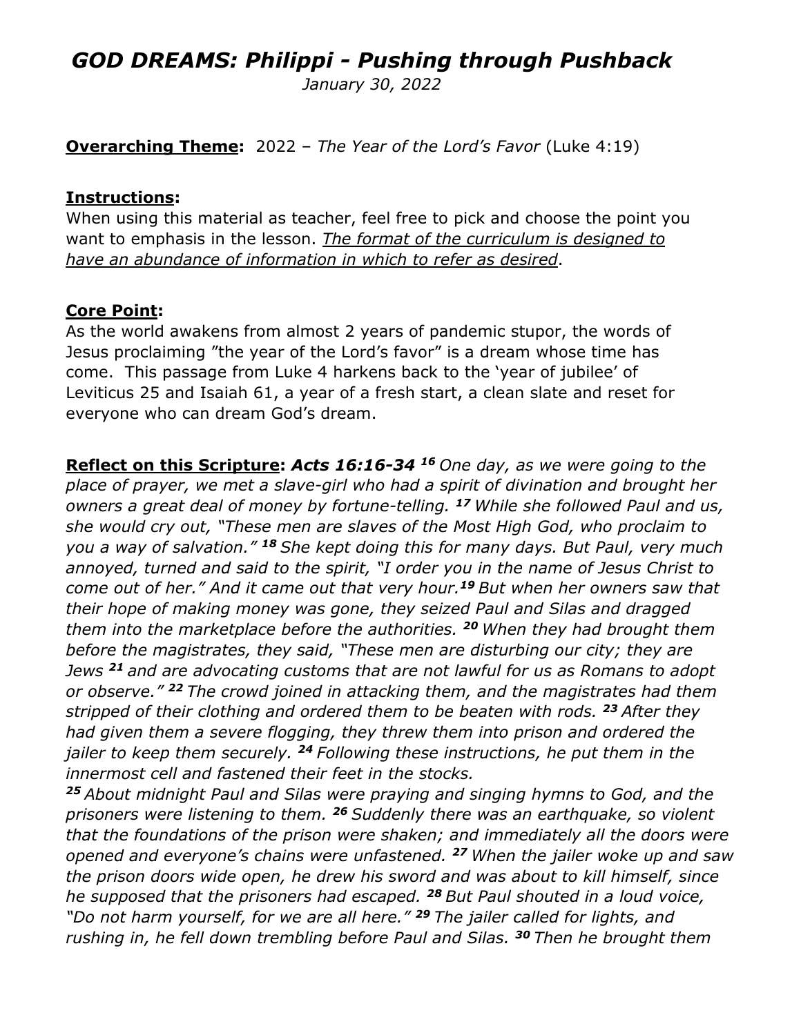# *GOD DREAMS: Philippi - Pushing through Pushback*

*January 30, 2022*

**<u>Overarching Theme</u>:** 2022 – *The Year of the Lord's Favor* (Luke 4:19)

**<u>Instructions</u>:**
When using this material as teacher, feel free to pick and choose the point you want to emphasis in the lesson. *<u>The format of the curriculum is designed to have an abundance of information in which to refer as desired</u>*.

**<u>Core Point</u>:**
As the world awakens from almost 2 years of pandemic stupor, the words of Jesus proclaiming "the year of the Lord's favor" is a dream whose time has come. This passage from Luke 4 harkens back to the 'year of jubilee' of Leviticus 25 and Isaiah 61, a year of a fresh start, a clean slate and reset for everyone who can dream God's dream.

**<u>Reflect on this Scripture</u>: *Acts 16:16-34*** ***16*** *One day, as we were going to the place of prayer, we met a slave-girl who had a spirit of divination and brought her owners a great deal of money by fortune-telling.* ***17*** *While she followed Paul and us, she would cry out, "These men are slaves of the Most High God, who proclaim to you a way of salvation."* ***18*** *She kept doing this for many days. But Paul, very much annoyed, turned and said to the spirit, "I order you in the name of Jesus Christ to come out of her." And it came out that very hour.* ***19*** *But when her owners saw that their hope of making money was gone, they seized Paul and Silas and dragged them into the marketplace before the authorities.* ***20*** *When they had brought them before the magistrates, they said, "These men are disturbing our city; they are Jews* ***21*** *and are advocating customs that are not lawful for us as Romans to adopt or observe."* ***22*** *The crowd joined in attacking them, and the magistrates had them stripped of their clothing and ordered them to be beaten with rods.* ***23*** *After they had given them a severe flogging, they threw them into prison and ordered the jailer to keep them securely.* ***24*** *Following these instructions, he put them in the innermost cell and fastened their feet in the stocks.*
***25*** *About midnight Paul and Silas were praying and singing hymns to God, and the prisoners were listening to them.* ***26*** *Suddenly there was an earthquake, so violent that the foundations of the prison were shaken; and immediately all the doors were opened and everyone's chains were unfastened.* ***27*** *When the jailer woke up and saw the prison doors wide open, he drew his sword and was about to kill himself, since he supposed that the prisoners had escaped.* ***28*** *But Paul shouted in a loud voice, "Do not harm yourself, for we are all here."* ***29*** *The jailer called for lights, and rushing in, he fell down trembling before Paul and Silas.* ***30*** *Then he brought them*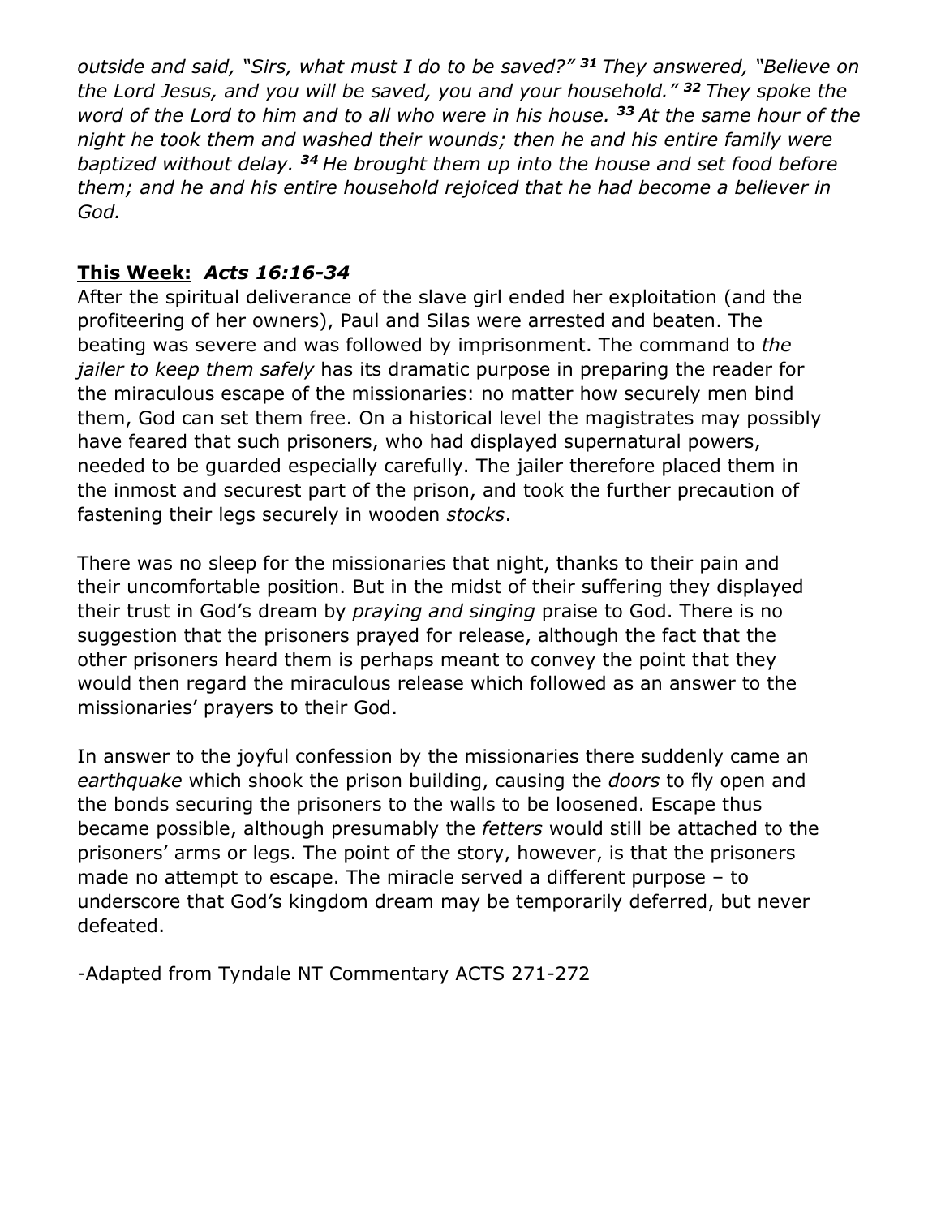*outside and said, "Sirs, what must I do to be saved?"* ***31*** *They answered, "Believe on the Lord Jesus, and you will be saved, you and your household."* ***32*** *They spoke the word of the Lord to him and to all who were in his house.* ***33*** *At the same hour of the night he took them and washed their wounds; then he and his entire family were baptized without delay.* ***34*** *He brought them up into the house and set food before them; and he and his entire household rejoiced that he had become a believer in God.*

**<u>This Week:</u>** ***Acts 16:16-34***

After the spiritual deliverance of the slave girl ended her exploitation (and the profiteering of her owners), Paul and Silas were arrested and beaten. The beating was severe and was followed by imprisonment. The command to *the jailer to keep them safely* has its dramatic purpose in preparing the reader for the miraculous escape of the missionaries: no matter how securely men bind them, God can set them free. On a historical level the magistrates may possibly have feared that such prisoners, who had displayed supernatural powers, needed to be guarded especially carefully. The jailer therefore placed them in the inmost and securest part of the prison, and took the further precaution of fastening their legs securely in wooden *stocks*.

There was no sleep for the missionaries that night, thanks to their pain and their uncomfortable position. But in the midst of their suffering they displayed their trust in God's dream by *praying and singing* praise to God. There is no suggestion that the prisoners prayed for release, although the fact that the other prisoners heard them is perhaps meant to convey the point that they would then regard the miraculous release which followed as an answer to the missionaries' prayers to their God.

In answer to the joyful confession by the missionaries there suddenly came an *earthquake* which shook the prison building, causing the *doors* to fly open and the bonds securing the prisoners to the walls to be loosened. Escape thus became possible, although presumably the *fetters* would still be attached to the prisoners' arms or legs. The point of the story, however, is that the prisoners made no attempt to escape. The miracle served a different purpose – to underscore that God's kingdom dream may be temporarily deferred, but never defeated.

-Adapted from Tyndale NT Commentary ACTS 271-272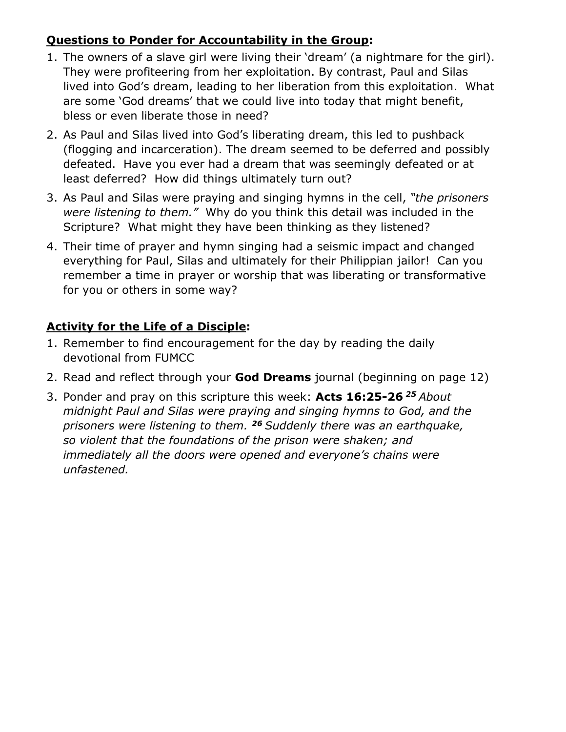**<u>Questions to Ponder for Accountability in the Group</u>:**

1. The owners of a slave girl were living their 'dream' (a nightmare for the girl). They were profiteering from her exploitation. By contrast, Paul and Silas lived into God's dream, leading to her liberation from this exploitation. What are some 'God dreams' that we could live into today that might benefit, bless or even liberate those in need?
2. As Paul and Silas lived into God's liberating dream, this led to pushback (flogging and incarceration). The dream seemed to be deferred and possibly defeated. Have you ever had a dream that was seemingly defeated or at least deferred? How did things ultimately turn out?
3. As Paul and Silas were praying and singing hymns in the cell, *"the prisoners were listening to them."* Why do you think this detail was included in the Scripture? What might they have been thinking as they listened?
4. Their time of prayer and hymn singing had a seismic impact and changed everything for Paul, Silas and ultimately for their Philippian jailor! Can you remember a time in prayer or worship that was liberating or transformative for you or others in some way?

**<u>Activity for the Life of a Disciple</u>:**

1. Remember to find encouragement for the day by reading the daily devotional from FUMCC
2. Read and reflect through your **God Dreams** journal (beginning on page 12)
3. Ponder and pray on this scripture this week: **Acts 16:25-26** ***25*** *About midnight Paul and Silas were praying and singing hymns to God, and the prisoners were listening to them.* ***26*** *Suddenly there was an earthquake, so violent that the foundations of the prison were shaken; and immediately all the doors were opened and everyone's chains were unfastened.*